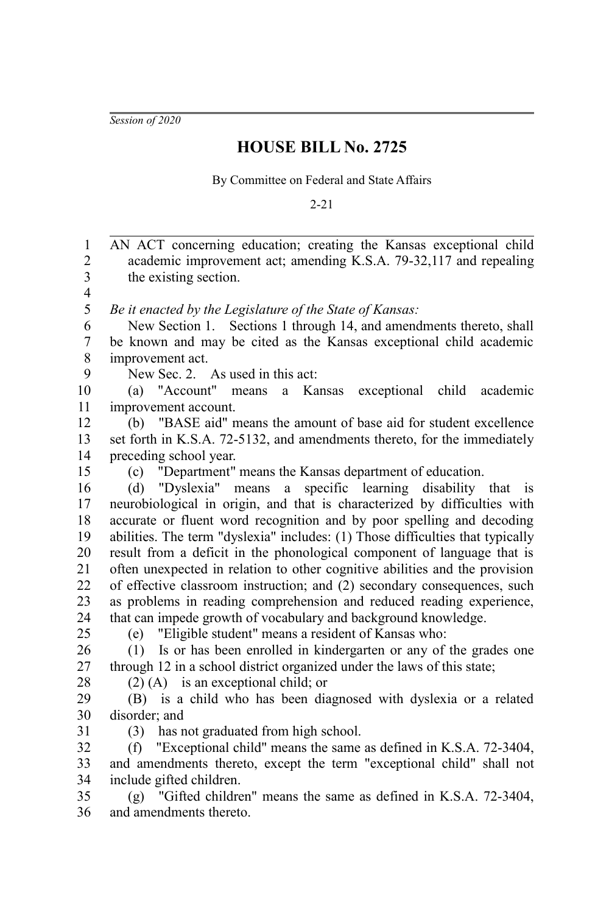*Session of 2020*

# HOUSE BILL No. 2725

By Committee on Federal and State Affairs

2-21

AN ACT concerning education; creating the Kansas exceptional child academic improvement act; amending K.S.A. 79-32,117 and repealing the existing section.

*Be it enacted by the Legislature of the State of Kansas:*

New Section 1. Sections 1 through 14, and amendments thereto, shall be known and may be cited as the Kansas exceptional child academic improvement act.

New Sec. 2. As used in this act:

(a) "Account" means a Kansas exceptional child academic improvement account.

(b) "BASE aid" means the amount of base aid for student excellence set forth in K.S.A. 72-5132, and amendments thereto, for the immediately preceding school year.

(c) "Department" means the Kansas department of education.

(d) "Dyslexia" means a specific learning disability that is neurobiological in origin, and that is characterized by difficulties with accurate or fluent word recognition and by poor spelling and decoding abilities. The term "dyslexia" includes: (1) Those difficulties that typically result from a deficit in the phonological component of language that is often unexpected in relation to other cognitive abilities and the provision of effective classroom instruction; and (2) secondary consequences, such as problems in reading comprehension and reduced reading experience, that can impede growth of vocabulary and background knowledge.

(e) "Eligible student" means a resident of Kansas who:

(1) Is or has been enrolled in kindergarten or any of the grades one through 12 in a school district organized under the laws of this state;

(2) (A) is an exceptional child; or

(B) is a child who has been diagnosed with dyslexia or a related disorder; and

(3) has not graduated from high school.

(f) "Exceptional child" means the same as defined in K.S.A. 72-3404, and amendments thereto, except the term "exceptional child" shall not include gifted children.

(g) "Gifted children" means the same as defined in K.S.A. 72-3404, and amendments thereto.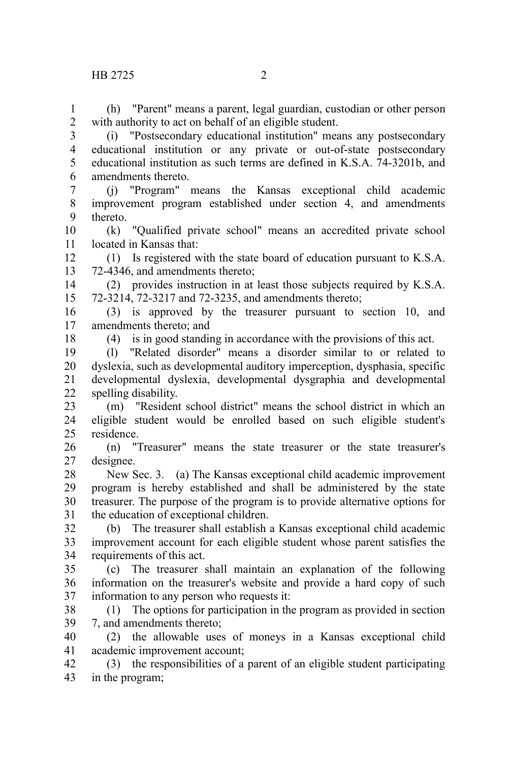(h) "Parent" means a parent, legal guardian, custodian or other person with authority to act on behalf of an eligible student.

(i) "Postsecondary educational institution" means any postsecondary educational institution or any private or out-of-state postsecondary educational institution as such terms are defined in K.S.A. 74-3201b, and amendments thereto.

(j) "Program" means the Kansas exceptional child academic improvement program established under section 4, and amendments thereto.

(k) "Qualified private school" means an accredited private school located in Kansas that:

(1) Is registered with the state board of education pursuant to K.S.A. 72-4346, and amendments thereto;

(2) provides instruction in at least those subjects required by K.S.A. 72-3214, 72-3217 and 72-3235, and amendments thereto;

(3) is approved by the treasurer pursuant to section 10, and amendments thereto; and

(4) is in good standing in accordance with the provisions of this act.

(l) "Related disorder" means a disorder similar to or related to dyslexia, such as developmental auditory imperception, dysphasia, specific developmental dyslexia, developmental dysgraphia and developmental spelling disability.

(m) "Resident school district" means the school district in which an eligible student would be enrolled based on such eligible student's residence.

(n) "Treasurer" means the state treasurer or the state treasurer's designee.

New Sec. 3. (a) The Kansas exceptional child academic improvement program is hereby established and shall be administered by the state treasurer. The purpose of the program is to provide alternative options for the education of exceptional children.

(b) The treasurer shall establish a Kansas exceptional child academic improvement account for each eligible student whose parent satisfies the requirements of this act.

(c) The treasurer shall maintain an explanation of the following information on the treasurer's website and provide a hard copy of such information to any person who requests it:

(1) The options for participation in the program as provided in section 7, and amendments thereto;

(2) the allowable uses of moneys in a Kansas exceptional child academic improvement account;

(3) the responsibilities of a parent of an eligible student participating in the program;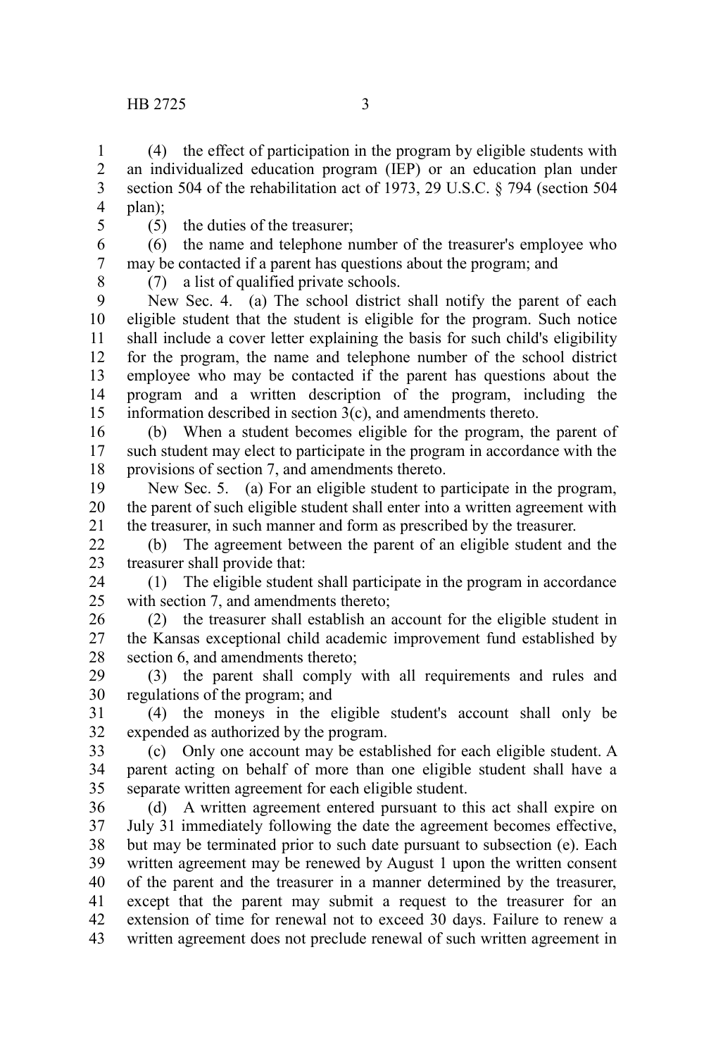(4) the effect of participation in the program by eligible students with an individualized education program (IEP) or an education plan under section 504 of the rehabilitation act of 1973, 29 U.S.C. § 794 (section 504 plan);

(5) the duties of the treasurer;

(6) the name and telephone number of the treasurer's employee who may be contacted if a parent has questions about the program; and

(7) a list of qualified private schools.

New Sec. 4. (a) The school district shall notify the parent of each eligible student that the student is eligible for the program. Such notice shall include a cover letter explaining the basis for such child's eligibility for the program, the name and telephone number of the school district employee who may be contacted if the parent has questions about the program and a written description of the program, including the information described in section 3(c), and amendments thereto.

(b) When a student becomes eligible for the program, the parent of such student may elect to participate in the program in accordance with the provisions of section 7, and amendments thereto.

New Sec. 5. (a) For an eligible student to participate in the program, the parent of such eligible student shall enter into a written agreement with the treasurer, in such manner and form as prescribed by the treasurer.

(b) The agreement between the parent of an eligible student and the treasurer shall provide that:

(1) The eligible student shall participate in the program in accordance with section 7, and amendments thereto;

(2) the treasurer shall establish an account for the eligible student in the Kansas exceptional child academic improvement fund established by section 6, and amendments thereto;

(3) the parent shall comply with all requirements and rules and regulations of the program; and

(4) the moneys in the eligible student's account shall only be expended as authorized by the program.

(c) Only one account may be established for each eligible student. A parent acting on behalf of more than one eligible student shall have a separate written agreement for each eligible student.

(d) A written agreement entered pursuant to this act shall expire on July 31 immediately following the date the agreement becomes effective, but may be terminated prior to such date pursuant to subsection (e). Each written agreement may be renewed by August 1 upon the written consent of the parent and the treasurer in a manner determined by the treasurer, except that the parent may submit a request to the treasurer for an extension of time for renewal not to exceed 30 days. Failure to renew a written agreement does not preclude renewal of such written agreement in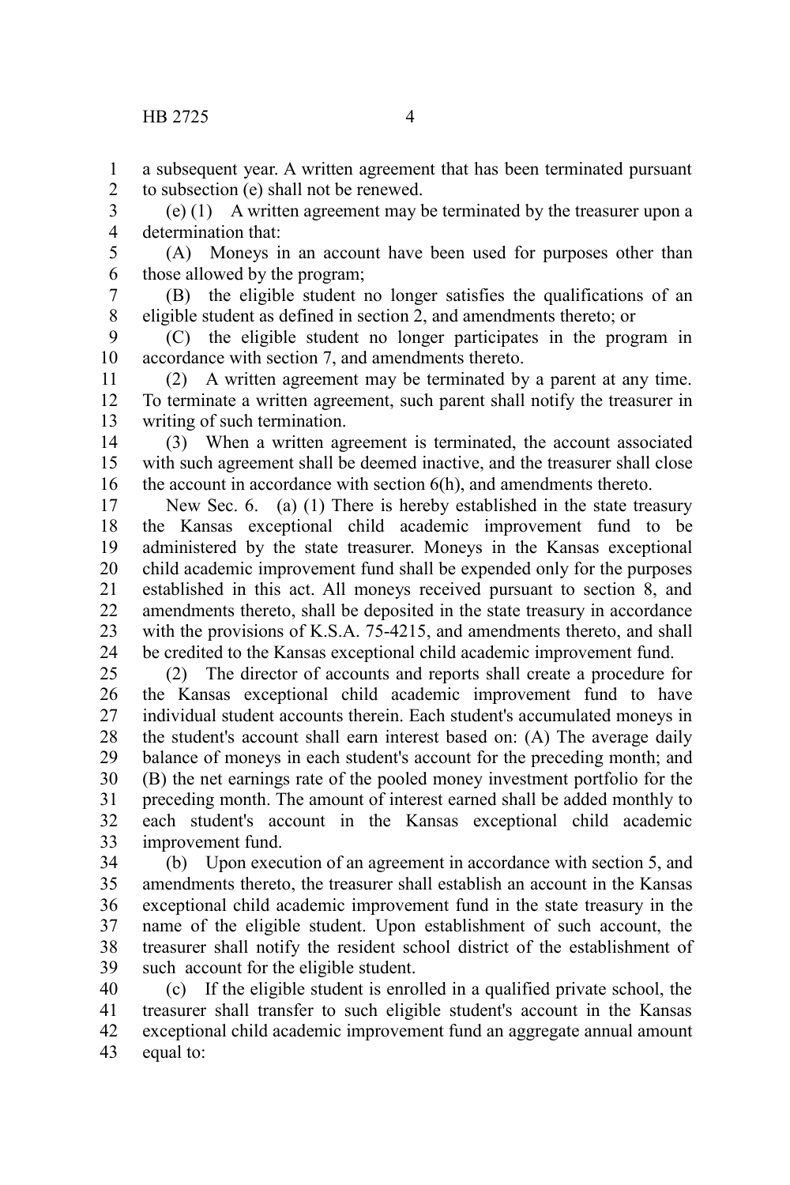a subsequent year. A written agreement that has been terminated pursuant to subsection (e) shall not be renewed.

(e) (1) A written agreement may be terminated by the treasurer upon a determination that:

(A) Moneys in an account have been used for purposes other than those allowed by the program;

(B) the eligible student no longer satisfies the qualifications of an eligible student as defined in section 2, and amendments thereto; or

(C) the eligible student no longer participates in the program in accordance with section 7, and amendments thereto.

(2) A written agreement may be terminated by a parent at any time. To terminate a written agreement, such parent shall notify the treasurer in writing of such termination.

(3) When a written agreement is terminated, the account associated with such agreement shall be deemed inactive, and the treasurer shall close the account in accordance with section 6(h), and amendments thereto.

New Sec. 6. (a) (1) There is hereby established in the state treasury the Kansas exceptional child academic improvement fund to be administered by the state treasurer. Moneys in the Kansas exceptional child academic improvement fund shall be expended only for the purposes established in this act. All moneys received pursuant to section 8, and amendments thereto, shall be deposited in the state treasury in accordance with the provisions of K.S.A. 75-4215, and amendments thereto, and shall be credited to the Kansas exceptional child academic improvement fund.

(2) The director of accounts and reports shall create a procedure for the Kansas exceptional child academic improvement fund to have individual student accounts therein. Each student's accumulated moneys in the student's account shall earn interest based on: (A) The average daily balance of moneys in each student's account for the preceding month; and (B) the net earnings rate of the pooled money investment portfolio for the preceding month. The amount of interest earned shall be added monthly to each student's account in the Kansas exceptional child academic improvement fund.

(b) Upon execution of an agreement in accordance with section 5, and amendments thereto, the treasurer shall establish an account in the Kansas exceptional child academic improvement fund in the state treasury in the name of the eligible student. Upon establishment of such account, the treasurer shall notify the resident school district of the establishment of such account for the eligible student.

(c) If the eligible student is enrolled in a qualified private school, the treasurer shall transfer to such eligible student's account in the Kansas exceptional child academic improvement fund an aggregate annual amount equal to: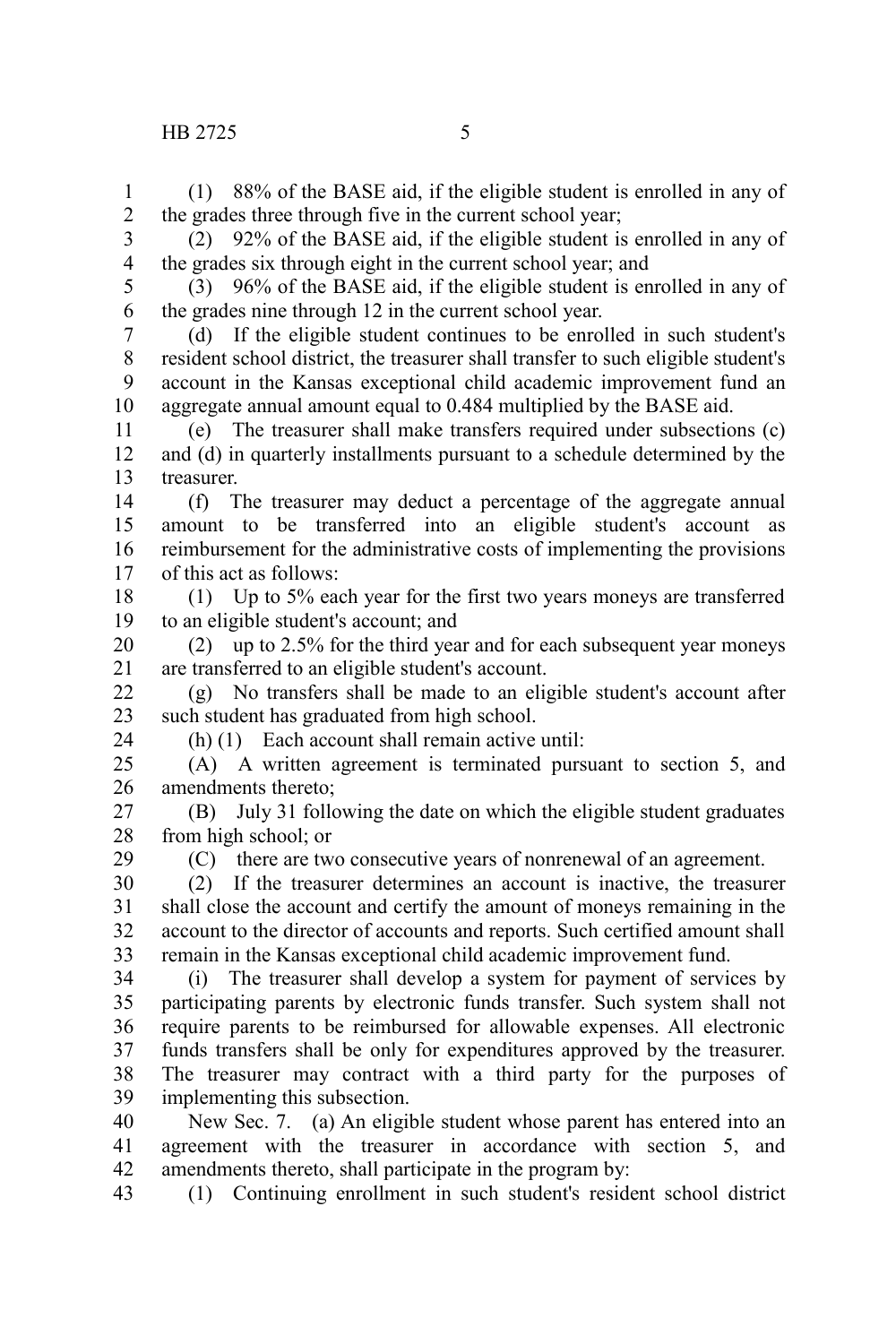(1) 88% of the BASE aid, if the eligible student is enrolled in any of the grades three through five in the current school year;

(2) 92% of the BASE aid, if the eligible student is enrolled in any of the grades six through eight in the current school year; and

(3) 96% of the BASE aid, if the eligible student is enrolled in any of the grades nine through 12 in the current school year.

(d) If the eligible student continues to be enrolled in such student's resident school district, the treasurer shall transfer to such eligible student's account in the Kansas exceptional child academic improvement fund an aggregate annual amount equal to 0.484 multiplied by the BASE aid.

(e) The treasurer shall make transfers required under subsections (c) and (d) in quarterly installments pursuant to a schedule determined by the treasurer.

(f) The treasurer may deduct a percentage of the aggregate annual amount to be transferred into an eligible student's account as reimbursement for the administrative costs of implementing the provisions of this act as follows:

(1) Up to 5% each year for the first two years moneys are transferred to an eligible student's account; and

(2) up to 2.5% for the third year and for each subsequent year moneys are transferred to an eligible student's account.

(g) No transfers shall be made to an eligible student's account after such student has graduated from high school.

(h) (1) Each account shall remain active until:

(A) A written agreement is terminated pursuant to section 5, and amendments thereto;

(B) July 31 following the date on which the eligible student graduates from high school; or

(C) there are two consecutive years of nonrenewal of an agreement.

(2) If the treasurer determines an account is inactive, the treasurer shall close the account and certify the amount of moneys remaining in the account to the director of accounts and reports. Such certified amount shall remain in the Kansas exceptional child academic improvement fund.

(i) The treasurer shall develop a system for payment of services by participating parents by electronic funds transfer. Such system shall not require parents to be reimbursed for allowable expenses. All electronic funds transfers shall be only for expenditures approved by the treasurer. The treasurer may contract with a third party for the purposes of implementing this subsection.

New Sec. 7. (a) An eligible student whose parent has entered into an agreement with the treasurer in accordance with section 5, and amendments thereto, shall participate in the program by:

(1) Continuing enrollment in such student's resident school district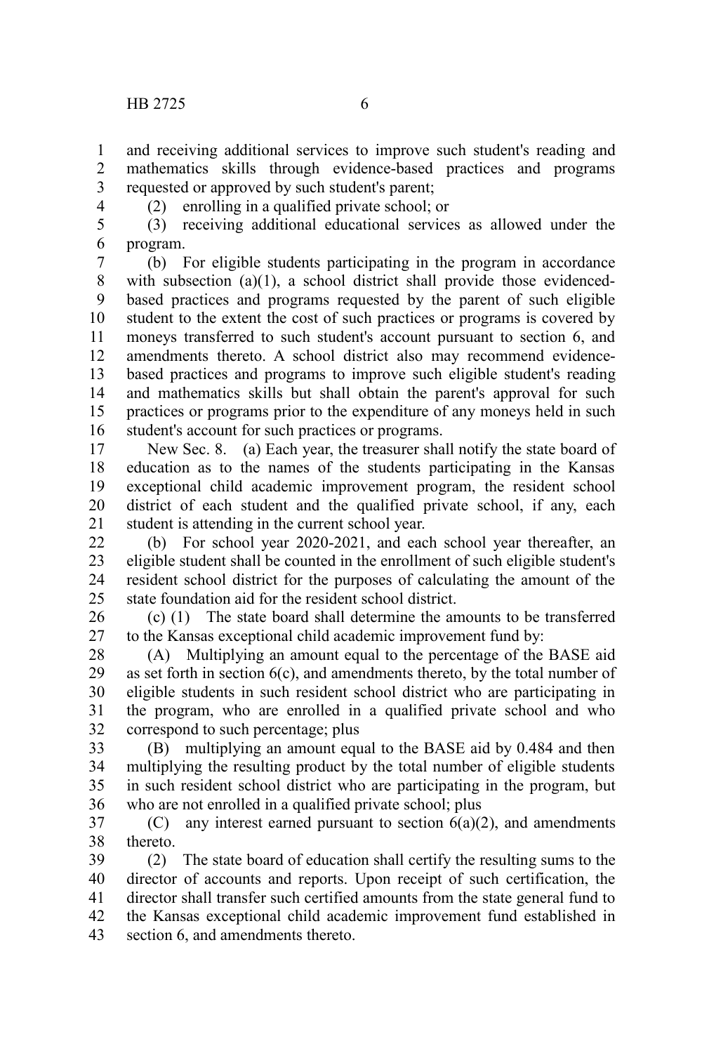and receiving additional services to improve such student's reading and mathematics skills through evidence-based practices and programs requested or approved by such student's parent;

(2) enrolling in a qualified private school; or

(3) receiving additional educational services as allowed under the program.

(b) For eligible students participating in the program in accordance with subsection (a)(1), a school district shall provide those evidenced-based practices and programs requested by the parent of such eligible student to the extent the cost of such practices or programs is covered by moneys transferred to such student's account pursuant to section 6, and amendments thereto. A school district also may recommend evidence-based practices and programs to improve such eligible student's reading and mathematics skills but shall obtain the parent's approval for such practices or programs prior to the expenditure of any moneys held in such student's account for such practices or programs.

New Sec. 8. (a) Each year, the treasurer shall notify the state board of education as to the names of the students participating in the Kansas exceptional child academic improvement program, the resident school district of each student and the qualified private school, if any, each student is attending in the current school year.

(b) For school year 2020-2021, and each school year thereafter, an eligible student shall be counted in the enrollment of such eligible student's resident school district for the purposes of calculating the amount of the state foundation aid for the resident school district.

(c) (1) The state board shall determine the amounts to be transferred to the Kansas exceptional child academic improvement fund by:

(A) Multiplying an amount equal to the percentage of the BASE aid as set forth in section 6(c), and amendments thereto, by the total number of eligible students in such resident school district who are participating in the program, who are enrolled in a qualified private school and who correspond to such percentage; plus

(B) multiplying an amount equal to the BASE aid by 0.484 and then multiplying the resulting product by the total number of eligible students in such resident school district who are participating in the program, but who are not enrolled in a qualified private school; plus

(C) any interest earned pursuant to section 6(a)(2), and amendments thereto.

(2) The state board of education shall certify the resulting sums to the director of accounts and reports. Upon receipt of such certification, the director shall transfer such certified amounts from the state general fund to the Kansas exceptional child academic improvement fund established in section 6, and amendments thereto.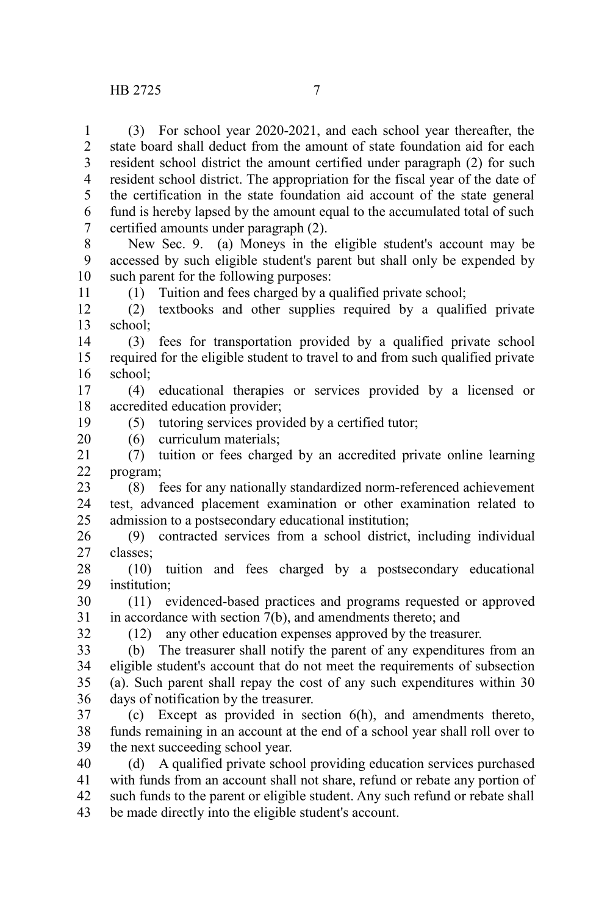(3) For school year 2020-2021, and each school year thereafter, the state board shall deduct from the amount of state foundation aid for each resident school district the amount certified under paragraph (2) for such resident school district. The appropriation for the fiscal year of the date of the certification in the state foundation aid account of the state general fund is hereby lapsed by the amount equal to the accumulated total of such certified amounts under paragraph (2).

New Sec. 9. (a) Moneys in the eligible student's account may be accessed by such eligible student's parent but shall only be expended by such parent for the following purposes:

(1) Tuition and fees charged by a qualified private school;

(2) textbooks and other supplies required by a qualified private school;

(3) fees for transportation provided by a qualified private school required for the eligible student to travel to and from such qualified private school;

(4) educational therapies or services provided by a licensed or accredited education provider;

(5) tutoring services provided by a certified tutor;

(6) curriculum materials;

(7) tuition or fees charged by an accredited private online learning program;

(8) fees for any nationally standardized norm-referenced achievement test, advanced placement examination or other examination related to admission to a postsecondary educational institution;

(9) contracted services from a school district, including individual classes;

(10) tuition and fees charged by a postsecondary educational institution;

(11) evidenced-based practices and programs requested or approved in accordance with section 7(b), and amendments thereto; and

(12) any other education expenses approved by the treasurer.

(b) The treasurer shall notify the parent of any expenditures from an eligible student's account that do not meet the requirements of subsection (a). Such parent shall repay the cost of any such expenditures within 30 days of notification by the treasurer.

(c) Except as provided in section 6(h), and amendments thereto, funds remaining in an account at the end of a school year shall roll over to the next succeeding school year.

(d) A qualified private school providing education services purchased with funds from an account shall not share, refund or rebate any portion of such funds to the parent or eligible student. Any such refund or rebate shall be made directly into the eligible student's account.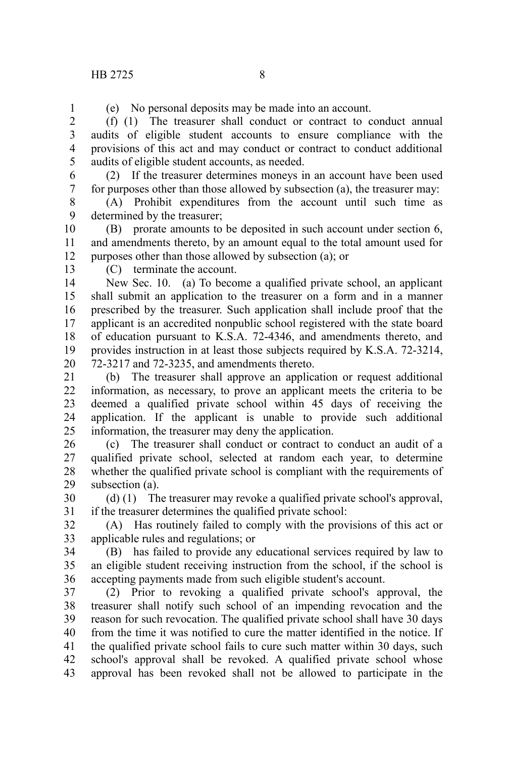(e) No personal deposits may be made into an account.

(f) (1) The treasurer shall conduct or contract to conduct annual audits of eligible student accounts to ensure compliance with the provisions of this act and may conduct or contract to conduct additional audits of eligible student accounts, as needed.

(2) If the treasurer determines moneys in an account have been used for purposes other than those allowed by subsection (a), the treasurer may:

(A) Prohibit expenditures from the account until such time as determined by the treasurer;

(B) prorate amounts to be deposited in such account under section 6, and amendments thereto, by an amount equal to the total amount used for purposes other than those allowed by subsection (a); or

(C) terminate the account.

New Sec. 10. (a) To become a qualified private school, an applicant shall submit an application to the treasurer on a form and in a manner prescribed by the treasurer. Such application shall include proof that the applicant is an accredited nonpublic school registered with the state board of education pursuant to K.S.A. 72-4346, and amendments thereto, and provides instruction in at least those subjects required by K.S.A. 72-3214, 72-3217 and 72-3235, and amendments thereto.

(b) The treasurer shall approve an application or request additional information, as necessary, to prove an applicant meets the criteria to be deemed a qualified private school within 45 days of receiving the application. If the applicant is unable to provide such additional information, the treasurer may deny the application.

(c) The treasurer shall conduct or contract to conduct an audit of a qualified private school, selected at random each year, to determine whether the qualified private school is compliant with the requirements of subsection (a).

(d) (1) The treasurer may revoke a qualified private school's approval, if the treasurer determines the qualified private school:

(A) Has routinely failed to comply with the provisions of this act or applicable rules and regulations; or

(B) has failed to provide any educational services required by law to an eligible student receiving instruction from the school, if the school is accepting payments made from such eligible student's account.

(2) Prior to revoking a qualified private school's approval, the treasurer shall notify such school of an impending revocation and the reason for such revocation. The qualified private school shall have 30 days from the time it was notified to cure the matter identified in the notice. If the qualified private school fails to cure such matter within 30 days, such school's approval shall be revoked. A qualified private school whose approval has been revoked shall not be allowed to participate in the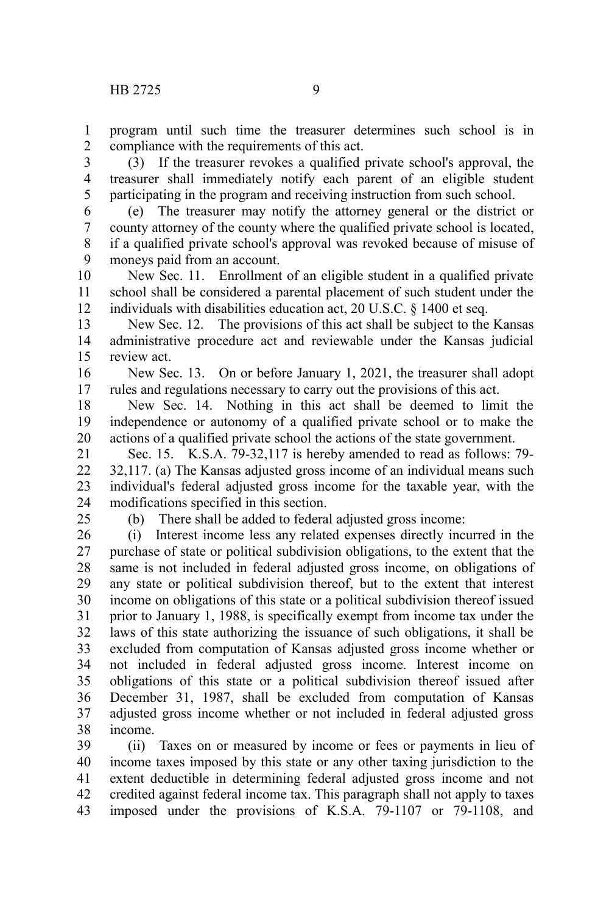program until such time the treasurer determines such school is in compliance with the requirements of this act.

(3) If the treasurer revokes a qualified private school's approval, the treasurer shall immediately notify each parent of an eligible student participating in the program and receiving instruction from such school.

(e) The treasurer may notify the attorney general or the district or county attorney of the county where the qualified private school is located, if a qualified private school's approval was revoked because of misuse of moneys paid from an account.

New Sec. 11. Enrollment of an eligible student in a qualified private school shall be considered a parental placement of such student under the individuals with disabilities education act, 20 U.S.C. § 1400 et seq.

New Sec. 12. The provisions of this act shall be subject to the Kansas administrative procedure act and reviewable under the Kansas judicial review act.

New Sec. 13. On or before January 1, 2021, the treasurer shall adopt rules and regulations necessary to carry out the provisions of this act.

New Sec. 14. Nothing in this act shall be deemed to limit the independence or autonomy of a qualified private school or to make the actions of a qualified private school the actions of the state government.

Sec. 15. K.S.A. 79-32,117 is hereby amended to read as follows: 79-32,117. (a) The Kansas adjusted gross income of an individual means such individual's federal adjusted gross income for the taxable year, with the modifications specified in this section.

(b) There shall be added to federal adjusted gross income:

(i) Interest income less any related expenses directly incurred in the purchase of state or political subdivision obligations, to the extent that the same is not included in federal adjusted gross income, on obligations of any state or political subdivision thereof, but to the extent that interest income on obligations of this state or a political subdivision thereof issued prior to January 1, 1988, is specifically exempt from income tax under the laws of this state authorizing the issuance of such obligations, it shall be excluded from computation of Kansas adjusted gross income whether or not included in federal adjusted gross income. Interest income on obligations of this state or a political subdivision thereof issued after December 31, 1987, shall be excluded from computation of Kansas adjusted gross income whether or not included in federal adjusted gross income.

(ii) Taxes on or measured by income or fees or payments in lieu of income taxes imposed by this state or any other taxing jurisdiction to the extent deductible in determining federal adjusted gross income and not credited against federal income tax. This paragraph shall not apply to taxes imposed under the provisions of K.S.A. 79-1107 or 79-1108, and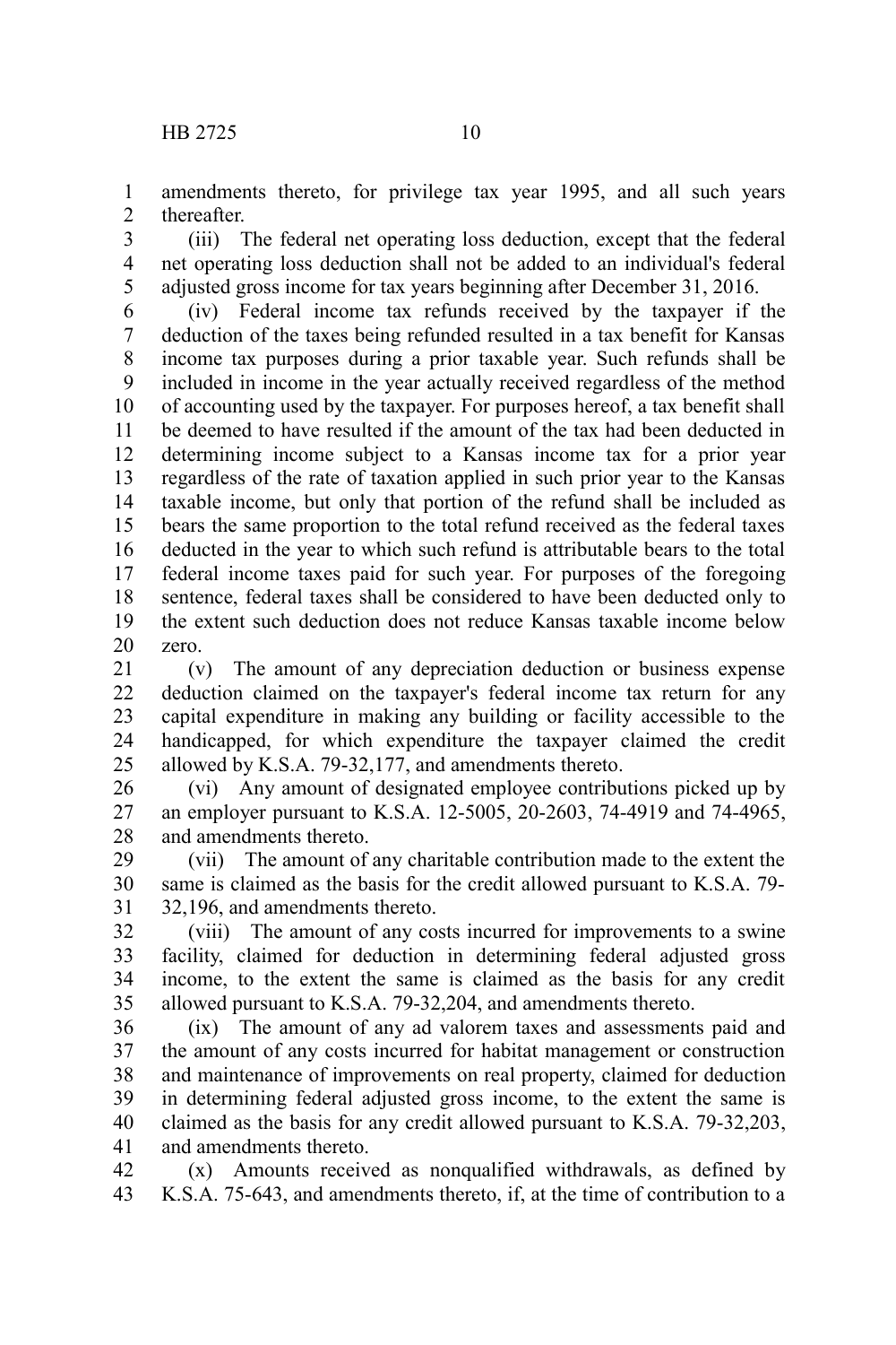amendments thereto, for privilege tax year 1995, and all such years thereafter.

(iii) The federal net operating loss deduction, except that the federal net operating loss deduction shall not be added to an individual's federal adjusted gross income for tax years beginning after December 31, 2016.

(iv) Federal income tax refunds received by the taxpayer if the deduction of the taxes being refunded resulted in a tax benefit for Kansas income tax purposes during a prior taxable year. Such refunds shall be included in income in the year actually received regardless of the method of accounting used by the taxpayer. For purposes hereof, a tax benefit shall be deemed to have resulted if the amount of the tax had been deducted in determining income subject to a Kansas income tax for a prior year regardless of the rate of taxation applied in such prior year to the Kansas taxable income, but only that portion of the refund shall be included as bears the same proportion to the total refund received as the federal taxes deducted in the year to which such refund is attributable bears to the total federal income taxes paid for such year. For purposes of the foregoing sentence, federal taxes shall be considered to have been deducted only to the extent such deduction does not reduce Kansas taxable income below zero.

(v) The amount of any depreciation deduction or business expense deduction claimed on the taxpayer's federal income tax return for any capital expenditure in making any building or facility accessible to the handicapped, for which expenditure the taxpayer claimed the credit allowed by K.S.A. 79-32,177, and amendments thereto.

(vi) Any amount of designated employee contributions picked up by an employer pursuant to K.S.A. 12-5005, 20-2603, 74-4919 and 74-4965, and amendments thereto.

(vii) The amount of any charitable contribution made to the extent the same is claimed as the basis for the credit allowed pursuant to K.S.A. 79-32,196, and amendments thereto.

(viii) The amount of any costs incurred for improvements to a swine facility, claimed for deduction in determining federal adjusted gross income, to the extent the same is claimed as the basis for any credit allowed pursuant to K.S.A. 79-32,204, and amendments thereto.

(ix) The amount of any ad valorem taxes and assessments paid and the amount of any costs incurred for habitat management or construction and maintenance of improvements on real property, claimed for deduction in determining federal adjusted gross income, to the extent the same is claimed as the basis for any credit allowed pursuant to K.S.A. 79-32,203, and amendments thereto.

(x) Amounts received as nonqualified withdrawals, as defined by K.S.A. 75-643, and amendments thereto, if, at the time of contribution to a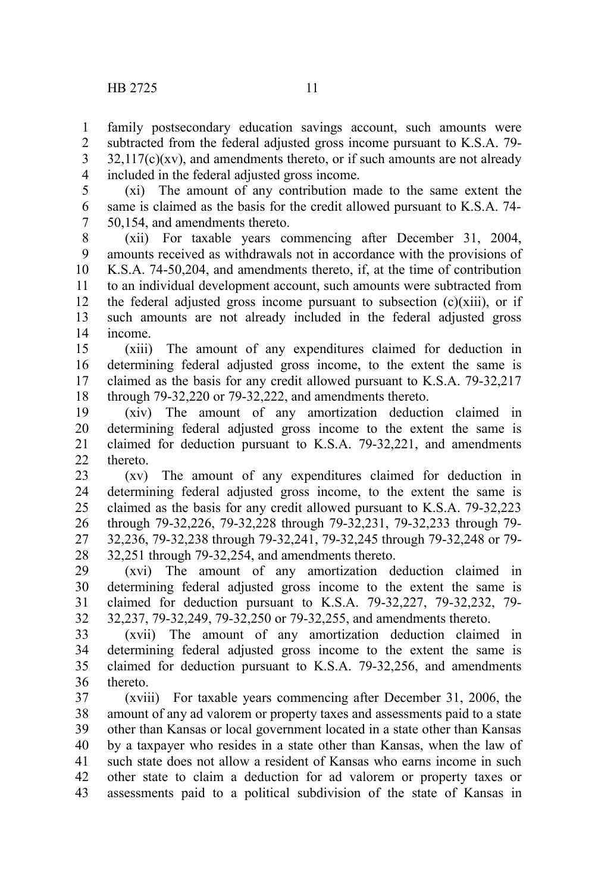family postsecondary education savings account, such amounts were subtracted from the federal adjusted gross income pursuant to K.S.A. 79-32,117(c)(xv), and amendments thereto, or if such amounts are not already included in the federal adjusted gross income.

(xi) The amount of any contribution made to the same extent the same is claimed as the basis for the credit allowed pursuant to K.S.A. 74-50,154, and amendments thereto.

(xii) For taxable years commencing after December 31, 2004, amounts received as withdrawals not in accordance with the provisions of K.S.A. 74-50,204, and amendments thereto, if, at the time of contribution to an individual development account, such amounts were subtracted from the federal adjusted gross income pursuant to subsection (c)(xiii), or if such amounts are not already included in the federal adjusted gross income.

(xiii) The amount of any expenditures claimed for deduction in determining federal adjusted gross income, to the extent the same is claimed as the basis for any credit allowed pursuant to K.S.A. 79-32,217 through 79-32,220 or 79-32,222, and amendments thereto.

(xiv) The amount of any amortization deduction claimed in determining federal adjusted gross income to the extent the same is claimed for deduction pursuant to K.S.A. 79-32,221, and amendments thereto.

(xv) The amount of any expenditures claimed for deduction in determining federal adjusted gross income, to the extent the same is claimed as the basis for any credit allowed pursuant to K.S.A. 79-32,223 through 79-32,226, 79-32,228 through 79-32,231, 79-32,233 through 79-32,236, 79-32,238 through 79-32,241, 79-32,245 through 79-32,248 or 79-32,251 through 79-32,254, and amendments thereto.

(xvi) The amount of any amortization deduction claimed in determining federal adjusted gross income to the extent the same is claimed for deduction pursuant to K.S.A. 79-32,227, 79-32,232, 79-32,237, 79-32,249, 79-32,250 or 79-32,255, and amendments thereto.

(xvii) The amount of any amortization deduction claimed in determining federal adjusted gross income to the extent the same is claimed for deduction pursuant to K.S.A. 79-32,256, and amendments thereto.

(xviii) For taxable years commencing after December 31, 2006, the amount of any ad valorem or property taxes and assessments paid to a state other than Kansas or local government located in a state other than Kansas by a taxpayer who resides in a state other than Kansas, when the law of such state does not allow a resident of Kansas who earns income in such other state to claim a deduction for ad valorem or property taxes or assessments paid to a political subdivision of the state of Kansas in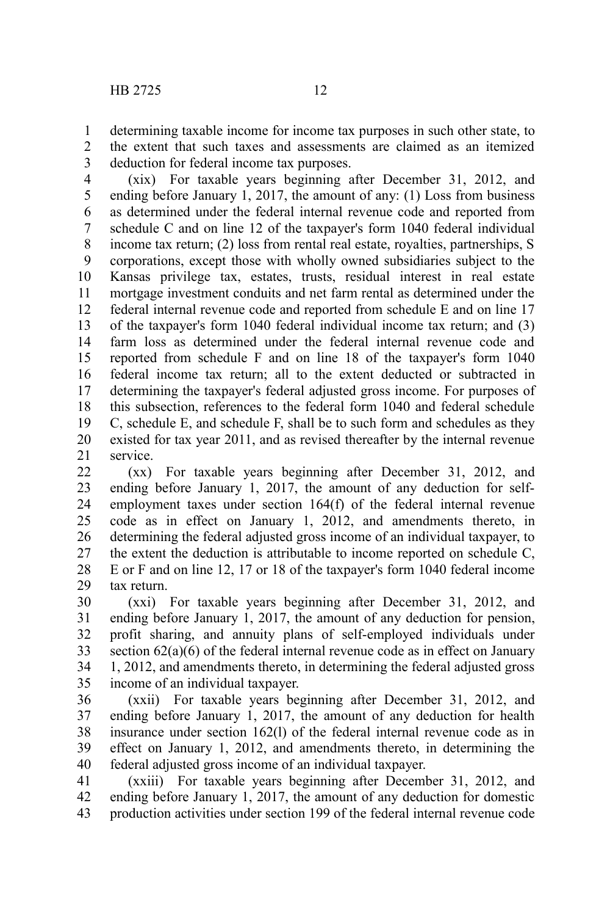determining taxable income for income tax purposes in such other state, to the extent that such taxes and assessments are claimed as an itemized deduction for federal income tax purposes.

(xix) For taxable years beginning after December 31, 2012, and ending before January 1, 2017, the amount of any: (1) Loss from business as determined under the federal internal revenue code and reported from schedule C and on line 12 of the taxpayer's form 1040 federal individual income tax return; (2) loss from rental real estate, royalties, partnerships, S corporations, except those with wholly owned subsidiaries subject to the Kansas privilege tax, estates, trusts, residual interest in real estate mortgage investment conduits and net farm rental as determined under the federal internal revenue code and reported from schedule E and on line 17 of the taxpayer's form 1040 federal individual income tax return; and (3) farm loss as determined under the federal internal revenue code and reported from schedule F and on line 18 of the taxpayer's form 1040 federal income tax return; all to the extent deducted or subtracted in determining the taxpayer's federal adjusted gross income. For purposes of this subsection, references to the federal form 1040 and federal schedule C, schedule E, and schedule F, shall be to such form and schedules as they existed for tax year 2011, and as revised thereafter by the internal revenue service.

(xx) For taxable years beginning after December 31, 2012, and ending before January 1, 2017, the amount of any deduction for self-employment taxes under section 164(f) of the federal internal revenue code as in effect on January 1, 2012, and amendments thereto, in determining the federal adjusted gross income of an individual taxpayer, to the extent the deduction is attributable to income reported on schedule C, E or F and on line 12, 17 or 18 of the taxpayer's form 1040 federal income tax return.

(xxi) For taxable years beginning after December 31, 2012, and ending before January 1, 2017, the amount of any deduction for pension, profit sharing, and annuity plans of self-employed individuals under section 62(a)(6) of the federal internal revenue code as in effect on January 1, 2012, and amendments thereto, in determining the federal adjusted gross income of an individual taxpayer.

(xxii) For taxable years beginning after December 31, 2012, and ending before January 1, 2017, the amount of any deduction for health insurance under section 162(l) of the federal internal revenue code as in effect on January 1, 2012, and amendments thereto, in determining the federal adjusted gross income of an individual taxpayer.

(xxiii) For taxable years beginning after December 31, 2012, and ending before January 1, 2017, the amount of any deduction for domestic production activities under section 199 of the federal internal revenue code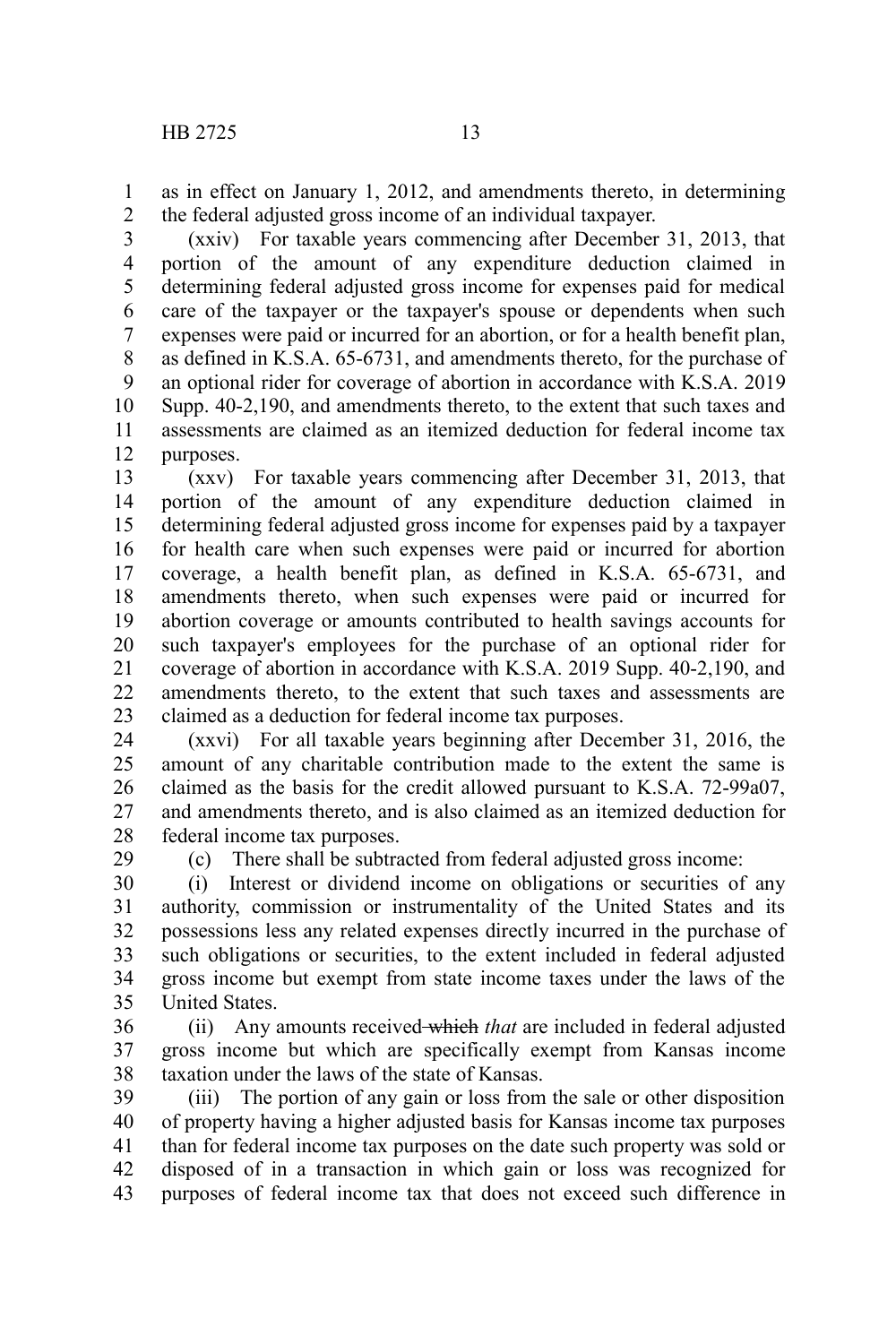as in effect on January 1, 2012, and amendments thereto, in determining the federal adjusted gross income of an individual taxpayer.

(xxiv) For taxable years commencing after December 31, 2013, that portion of the amount of any expenditure deduction claimed in determining federal adjusted gross income for expenses paid for medical care of the taxpayer or the taxpayer's spouse or dependents when such expenses were paid or incurred for an abortion, or for a health benefit plan, as defined in K.S.A. 65-6731, and amendments thereto, for the purchase of an optional rider for coverage of abortion in accordance with K.S.A. 2019 Supp. 40-2,190, and amendments thereto, to the extent that such taxes and assessments are claimed as an itemized deduction for federal income tax purposes.

(xxv) For taxable years commencing after December 31, 2013, that portion of the amount of any expenditure deduction claimed in determining federal adjusted gross income for expenses paid by a taxpayer for health care when such expenses were paid or incurred for abortion coverage, a health benefit plan, as defined in K.S.A. 65-6731, and amendments thereto, when such expenses were paid or incurred for abortion coverage or amounts contributed to health savings accounts for such taxpayer's employees for the purchase of an optional rider for coverage of abortion in accordance with K.S.A. 2019 Supp. 40-2,190, and amendments thereto, to the extent that such taxes and assessments are claimed as a deduction for federal income tax purposes.

(xxvi) For all taxable years beginning after December 31, 2016, the amount of any charitable contribution made to the extent the same is claimed as the basis for the credit allowed pursuant to K.S.A. 72-99a07, and amendments thereto, and is also claimed as an itemized deduction for federal income tax purposes.

(c) There shall be subtracted from federal adjusted gross income:

(i) Interest or dividend income on obligations or securities of any authority, commission or instrumentality of the United States and its possessions less any related expenses directly incurred in the purchase of such obligations or securities, to the extent included in federal adjusted gross income but exempt from state income taxes under the laws of the United States.

(ii) Any amounts received ~~which~~ *that* are included in federal adjusted gross income but which are specifically exempt from Kansas income taxation under the laws of the state of Kansas.

(iii) The portion of any gain or loss from the sale or other disposition of property having a higher adjusted basis for Kansas income tax purposes than for federal income tax purposes on the date such property was sold or disposed of in a transaction in which gain or loss was recognized for purposes of federal income tax that does not exceed such difference in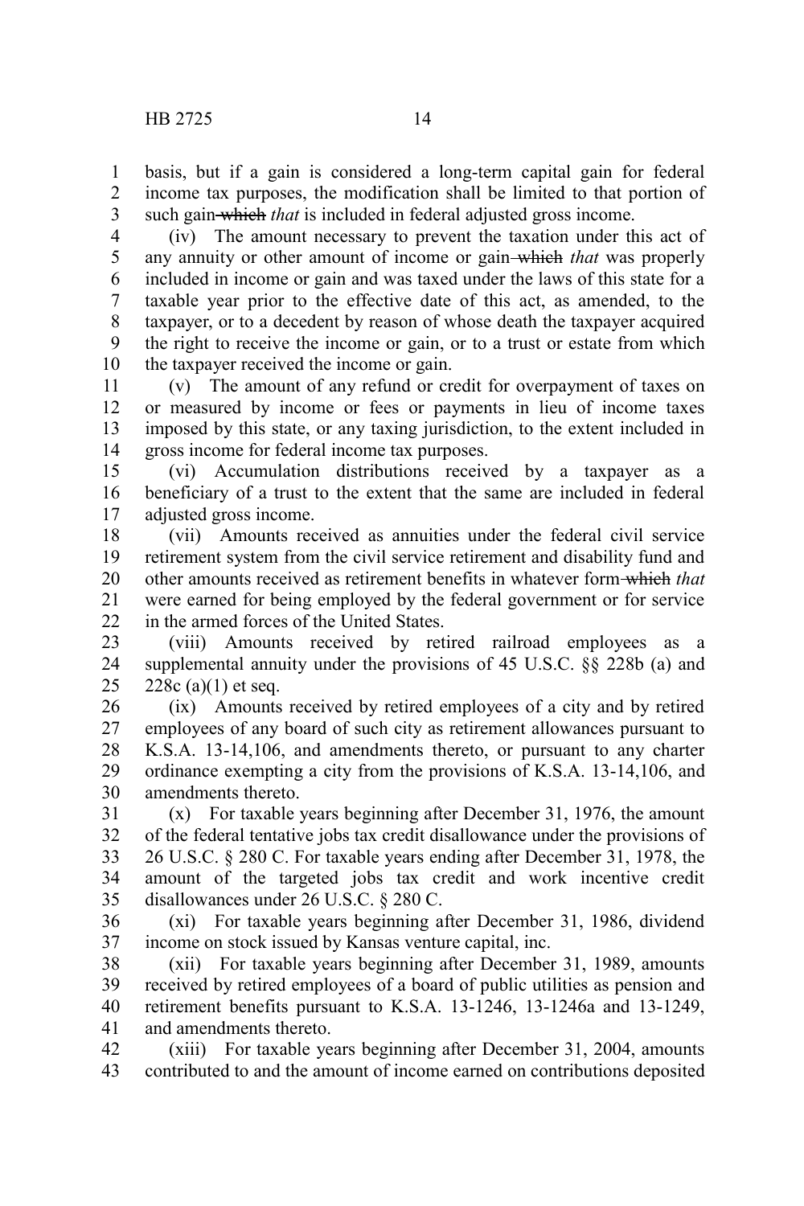basis, but if a gain is considered a long-term capital gain for federal income tax purposes, the modification shall be limited to that portion of such gain ~~which~~ *that* is included in federal adjusted gross income.

(iv) The amount necessary to prevent the taxation under this act of any annuity or other amount of income or gain ~~which~~ *that* was properly included in income or gain and was taxed under the laws of this state for a taxable year prior to the effective date of this act, as amended, to the taxpayer, or to a decedent by reason of whose death the taxpayer acquired the right to receive the income or gain, or to a trust or estate from which the taxpayer received the income or gain.

(v) The amount of any refund or credit for overpayment of taxes on or measured by income or fees or payments in lieu of income taxes imposed by this state, or any taxing jurisdiction, to the extent included in gross income for federal income tax purposes.

(vi) Accumulation distributions received by a taxpayer as a beneficiary of a trust to the extent that the same are included in federal adjusted gross income.

(vii) Amounts received as annuities under the federal civil service retirement system from the civil service retirement and disability fund and other amounts received as retirement benefits in whatever form ~~which~~ *that* were earned for being employed by the federal government or for service in the armed forces of the United States.

(viii) Amounts received by retired railroad employees as a supplemental annuity under the provisions of 45 U.S.C. §§ 228b (a) and 228c (a)(1) et seq.

(ix) Amounts received by retired employees of a city and by retired employees of any board of such city as retirement allowances pursuant to K.S.A. 13-14,106, and amendments thereto, or pursuant to any charter ordinance exempting a city from the provisions of K.S.A. 13-14,106, and amendments thereto.

(x) For taxable years beginning after December 31, 1976, the amount of the federal tentative jobs tax credit disallowance under the provisions of 26 U.S.C. § 280 C. For taxable years ending after December 31, 1978, the amount of the targeted jobs tax credit and work incentive credit disallowances under 26 U.S.C. § 280 C.

(xi) For taxable years beginning after December 31, 1986, dividend income on stock issued by Kansas venture capital, inc.

(xii) For taxable years beginning after December 31, 1989, amounts received by retired employees of a board of public utilities as pension and retirement benefits pursuant to K.S.A. 13-1246, 13-1246a and 13-1249, and amendments thereto.

(xiii) For taxable years beginning after December 31, 2004, amounts contributed to and the amount of income earned on contributions deposited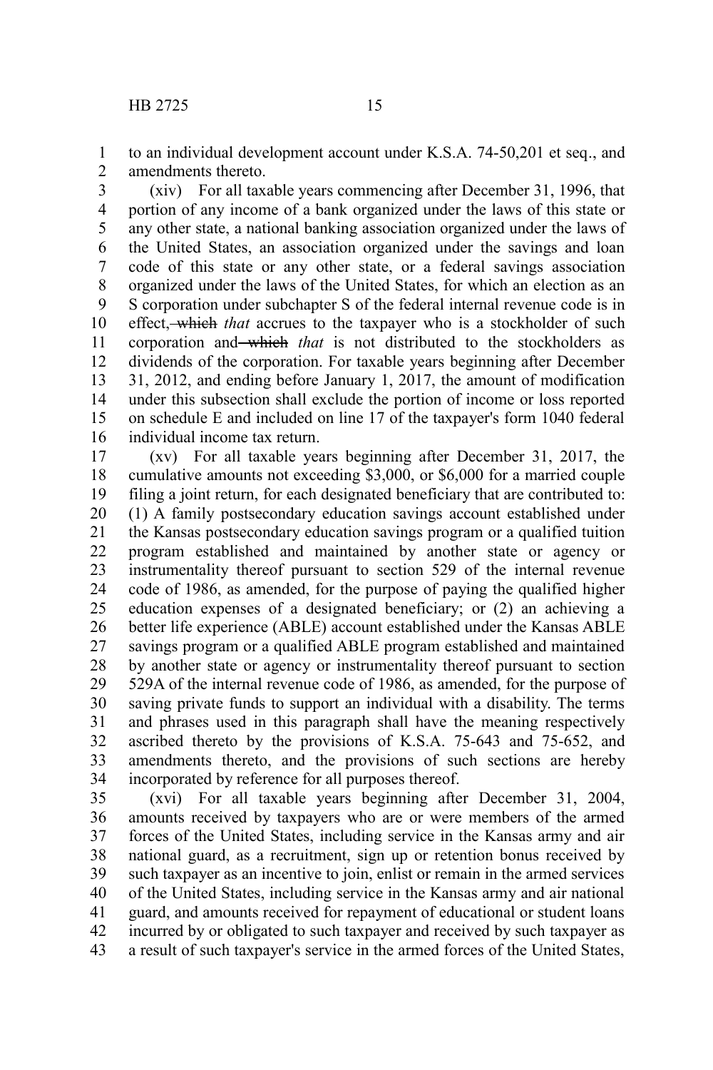to an individual development account under K.S.A. 74-50,201 et seq., and amendments thereto.

(xiv) For all taxable years commencing after December 31, 1996, that portion of any income of a bank organized under the laws of this state or any other state, a national banking association organized under the laws of the United States, an association organized under the savings and loan code of this state or any other state, or a federal savings association organized under the laws of the United States, for which an election as an S corporation under subchapter S of the federal internal revenue code is in effect, ~~which~~ *that* accrues to the taxpayer who is a stockholder of such corporation and ~~which~~ *that* is not distributed to the stockholders as dividends of the corporation. For taxable years beginning after December 31, 2012, and ending before January 1, 2017, the amount of modification under this subsection shall exclude the portion of income or loss reported on schedule E and included on line 17 of the taxpayer's form 1040 federal individual income tax return.

(xv) For all taxable years beginning after December 31, 2017, the cumulative amounts not exceeding $3,000, or $6,000 for a married couple filing a joint return, for each designated beneficiary that are contributed to: (1) A family postsecondary education savings account established under the Kansas postsecondary education savings program or a qualified tuition program established and maintained by another state or agency or instrumentality thereof pursuant to section 529 of the internal revenue code of 1986, as amended, for the purpose of paying the qualified higher education expenses of a designated beneficiary; or (2) an achieving a better life experience (ABLE) account established under the Kansas ABLE savings program or a qualified ABLE program established and maintained by another state or agency or instrumentality thereof pursuant to section 529A of the internal revenue code of 1986, as amended, for the purpose of saving private funds to support an individual with a disability. The terms and phrases used in this paragraph shall have the meaning respectively ascribed thereto by the provisions of K.S.A. 75-643 and 75-652, and amendments thereto, and the provisions of such sections are hereby incorporated by reference for all purposes thereof.

(xvi) For all taxable years beginning after December 31, 2004, amounts received by taxpayers who are or were members of the armed forces of the United States, including service in the Kansas army and air national guard, as a recruitment, sign up or retention bonus received by such taxpayer as an incentive to join, enlist or remain in the armed services of the United States, including service in the Kansas army and air national guard, and amounts received for repayment of educational or student loans incurred by or obligated to such taxpayer and received by such taxpayer as a result of such taxpayer's service in the armed forces of the United States,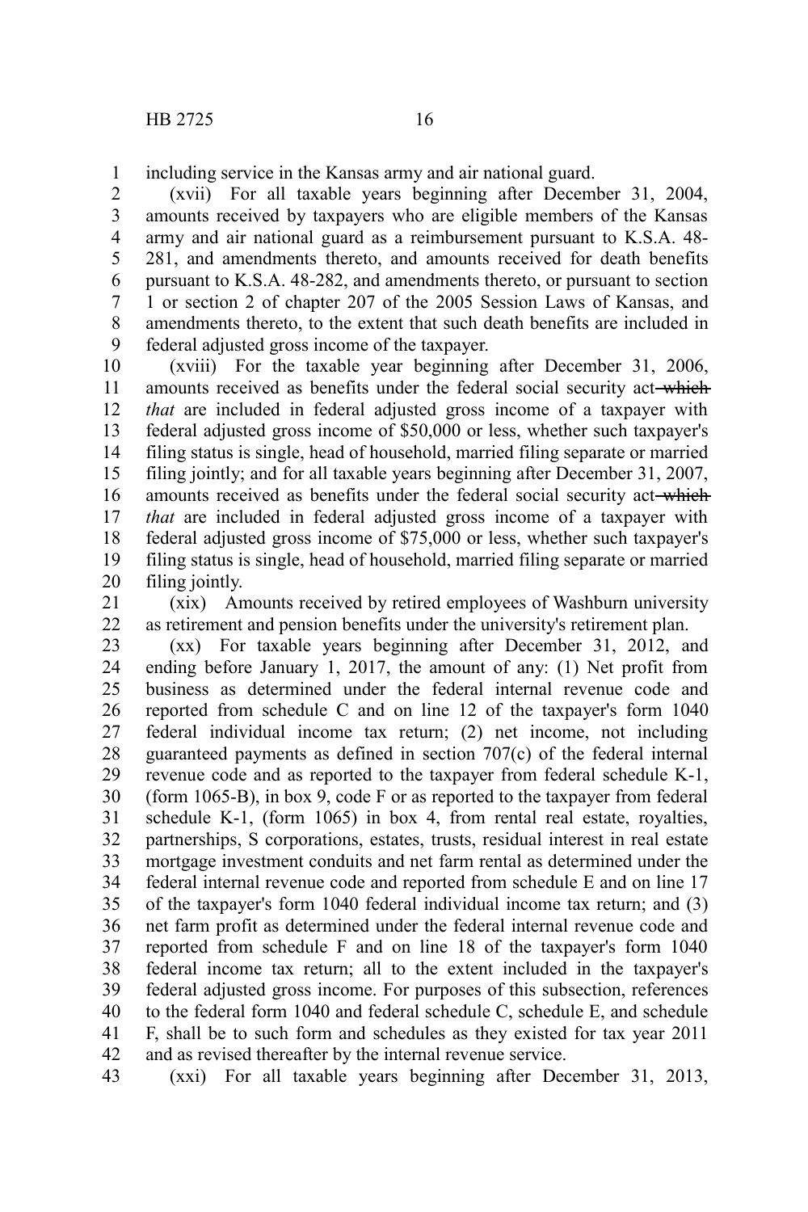including service in the Kansas army and air national guard.

(xvii) For all taxable years beginning after December 31, 2004, amounts received by taxpayers who are eligible members of the Kansas army and air national guard as a reimbursement pursuant to K.S.A. 48-281, and amendments thereto, and amounts received for death benefits pursuant to K.S.A. 48-282, and amendments thereto, or pursuant to section 1 or section 2 of chapter 207 of the 2005 Session Laws of Kansas, and amendments thereto, to the extent that such death benefits are included in federal adjusted gross income of the taxpayer.

(xviii) For the taxable year beginning after December 31, 2006, amounts received as benefits under the federal social security act ~~which~~ *that* are included in federal adjusted gross income of a taxpayer with federal adjusted gross income of $50,000 or less, whether such taxpayer's filing status is single, head of household, married filing separate or married filing jointly; and for all taxable years beginning after December 31, 2007, amounts received as benefits under the federal social security act ~~which~~ *that* are included in federal adjusted gross income of a taxpayer with federal adjusted gross income of $75,000 or less, whether such taxpayer's filing status is single, head of household, married filing separate or married filing jointly.

(xix) Amounts received by retired employees of Washburn university as retirement and pension benefits under the university's retirement plan.

(xx) For taxable years beginning after December 31, 2012, and ending before January 1, 2017, the amount of any: (1) Net profit from business as determined under the federal internal revenue code and reported from schedule C and on line 12 of the taxpayer's form 1040 federal individual income tax return; (2) net income, not including guaranteed payments as defined in section 707(c) of the federal internal revenue code and as reported to the taxpayer from federal schedule K-1, (form 1065-B), in box 9, code F or as reported to the taxpayer from federal schedule K-1, (form 1065) in box 4, from rental real estate, royalties, partnerships, S corporations, estates, trusts, residual interest in real estate mortgage investment conduits and net farm rental as determined under the federal internal revenue code and reported from schedule E and on line 17 of the taxpayer's form 1040 federal individual income tax return; and (3) net farm profit as determined under the federal internal revenue code and reported from schedule F and on line 18 of the taxpayer's form 1040 federal income tax return; all to the extent included in the taxpayer's federal adjusted gross income. For purposes of this subsection, references to the federal form 1040 and federal schedule C, schedule E, and schedule F, shall be to such form and schedules as they existed for tax year 2011 and as revised thereafter by the internal revenue service.

(xxi) For all taxable years beginning after December 31, 2013,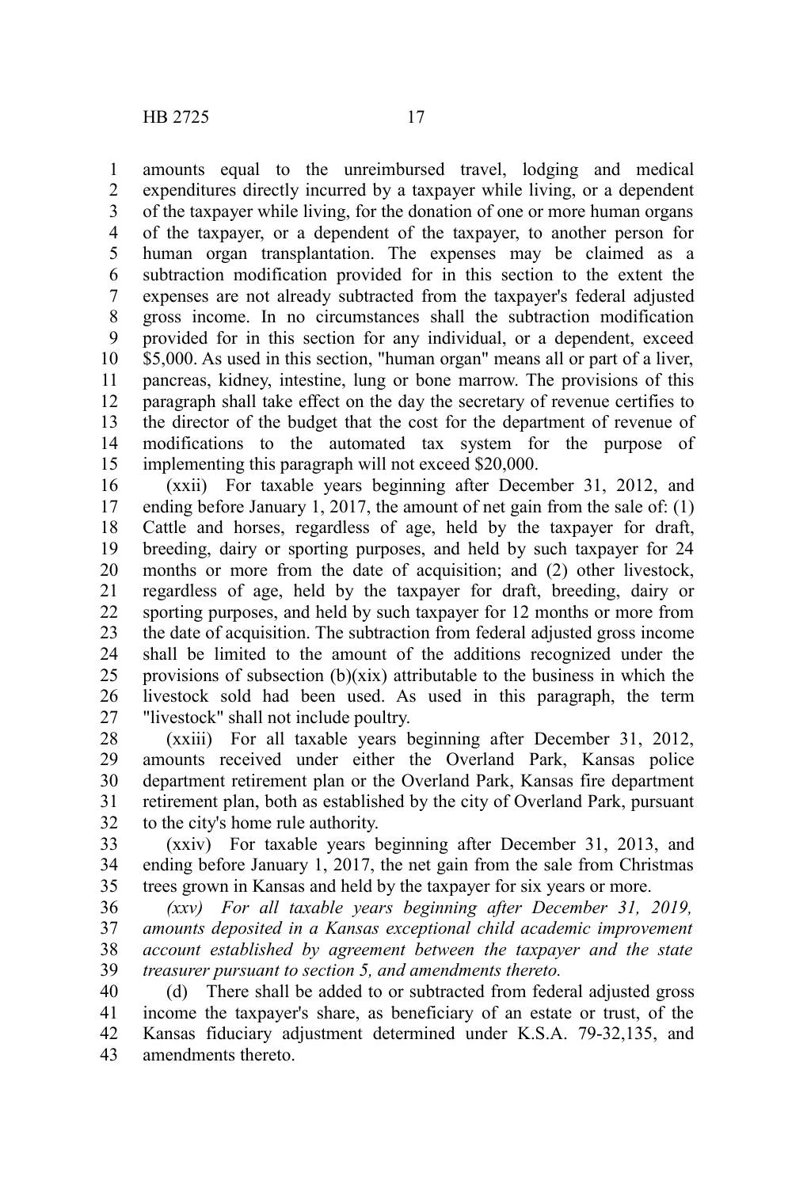amounts equal to the unreimbursed travel, lodging and medical expenditures directly incurred by a taxpayer while living, or a dependent of the taxpayer while living, for the donation of one or more human organs of the taxpayer, or a dependent of the taxpayer, to another person for human organ transplantation. The expenses may be claimed as a subtraction modification provided for in this section to the extent the expenses are not already subtracted from the taxpayer's federal adjusted gross income. In no circumstances shall the subtraction modification provided for in this section for any individual, or a dependent, exceed $5,000. As used in this section, "human organ" means all or part of a liver, pancreas, kidney, intestine, lung or bone marrow. The provisions of this paragraph shall take effect on the day the secretary of revenue certifies to the director of the budget that the cost for the department of revenue of modifications to the automated tax system for the purpose of implementing this paragraph will not exceed $20,000.

(xxii) For taxable years beginning after December 31, 2012, and ending before January 1, 2017, the amount of net gain from the sale of: (1) Cattle and horses, regardless of age, held by the taxpayer for draft, breeding, dairy or sporting purposes, and held by such taxpayer for 24 months or more from the date of acquisition; and (2) other livestock, regardless of age, held by the taxpayer for draft, breeding, dairy or sporting purposes, and held by such taxpayer for 12 months or more from the date of acquisition. The subtraction from federal adjusted gross income shall be limited to the amount of the additions recognized under the provisions of subsection (b)(xix) attributable to the business in which the livestock sold had been used. As used in this paragraph, the term "livestock" shall not include poultry.

(xxiii) For all taxable years beginning after December 31, 2012, amounts received under either the Overland Park, Kansas police department retirement plan or the Overland Park, Kansas fire department retirement plan, both as established by the city of Overland Park, pursuant to the city's home rule authority.

(xxiv) For taxable years beginning after December 31, 2013, and ending before January 1, 2017, the net gain from the sale from Christmas trees grown in Kansas and held by the taxpayer for six years or more.

*(xxv) For all taxable years beginning after December 31, 2019, amounts deposited in a Kansas exceptional child academic improvement account established by agreement between the taxpayer and the state treasurer pursuant to section 5, and amendments thereto.*

(d) There shall be added to or subtracted from federal adjusted gross income the taxpayer's share, as beneficiary of an estate or trust, of the Kansas fiduciary adjustment determined under K.S.A. 79-32,135, and amendments thereto.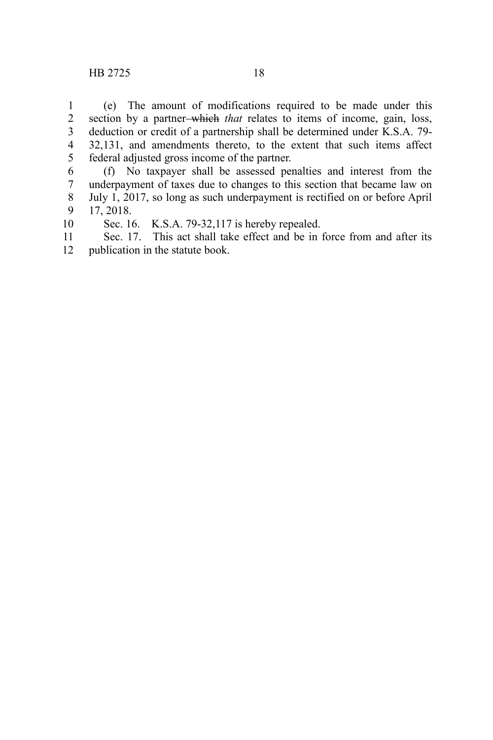(e) The amount of modifications required to be made under this section by a partner ~~which~~ *that* relates to items of income, gain, loss, deduction or credit of a partnership shall be determined under K.S.A. 79-32,131, and amendments thereto, to the extent that such items affect federal adjusted gross income of the partner.

(f) No taxpayer shall be assessed penalties and interest from the underpayment of taxes due to changes to this section that became law on July 1, 2017, so long as such underpayment is rectified on or before April 17, 2018.

Sec. 16. K.S.A. 79-32,117 is hereby repealed.

Sec. 17. This act shall take effect and be in force from and after its publication in the statute book.